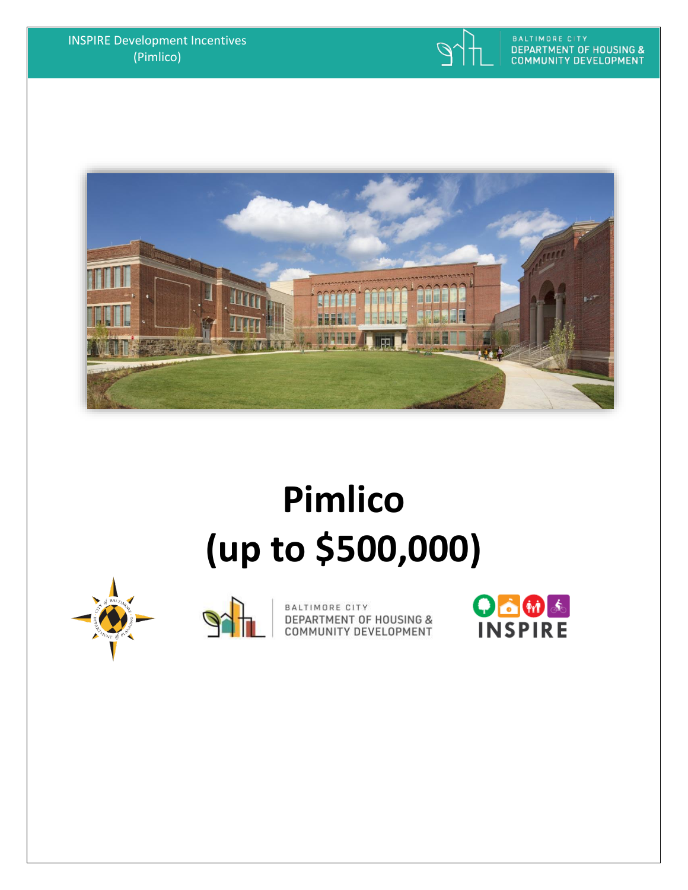INSPIRE Development Incentives
(Pimlico)

BALTIMORE CITY
DEPARTMENT OF HOUSING & COMMUNITY DEVELOPMENT

# Pimlico
# (up to $500,000)

BALTIMORE CITY
DEPARTMENT OF HOUSING & COMMUNITY DEVELOPMENT

INSPIRE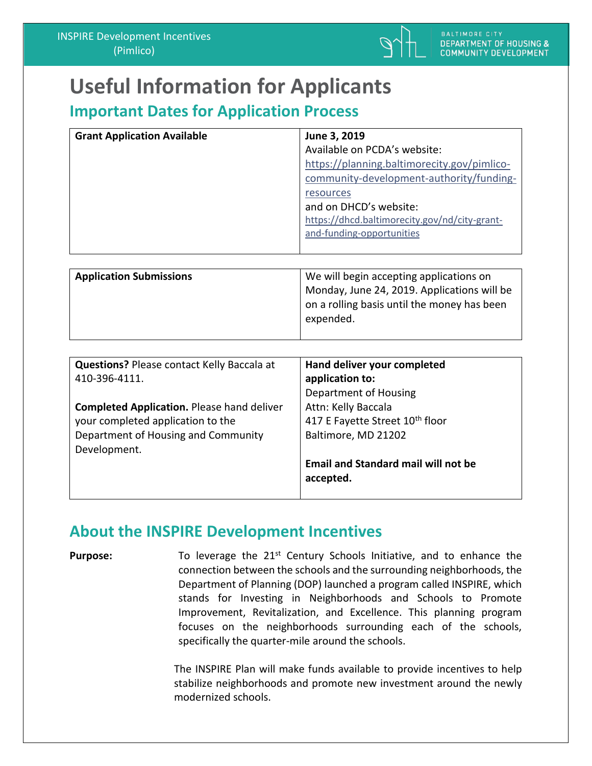# Useful Information for Applicants

## Important Dates for Application Process

| **Grant Application Available** | **June 3, 2019**<br>Available on PCDA's website:<br>https://planning.baltimorecity.gov/pimlico-community-development-authority/funding-resources<br>and on DHCD's website:<br>https://dhcd.baltimorecity.gov/nd/city-grant-and-funding-opportunities |
|---|---|

| **Application Submissions** | We will begin accepting applications on Monday, June 24, 2019. Applications will be on a rolling basis until the money has been expended. |
|---|---|

| **Questions?** Please contact Kelly Baccala at 410-396-4111.<br><br>**Completed Application.** Please hand deliver your completed application to the Department of Housing and Community Development. | **Hand deliver your completed application to:**<br>Department of Housing<br>Attn: Kelly Baccala<br>417 E Fayette Street 10th floor<br>Baltimore, MD 21202<br><br>**Email and Standard mail will not be accepted.** |
|---|---|

## About the INSPIRE Development Incentives

**Purpose:** To leverage the 21st Century Schools Initiative, and to enhance the connection between the schools and the surrounding neighborhoods, the Department of Planning (DOP) launched a program called INSPIRE, which stands for Investing in Neighborhoods and Schools to Promote Improvement, Revitalization, and Excellence. This planning program focuses on the neighborhoods surrounding each of the schools, specifically the quarter-mile around the schools.

The INSPIRE Plan will make funds available to provide incentives to help stabilize neighborhoods and promote new investment around the newly modernized schools.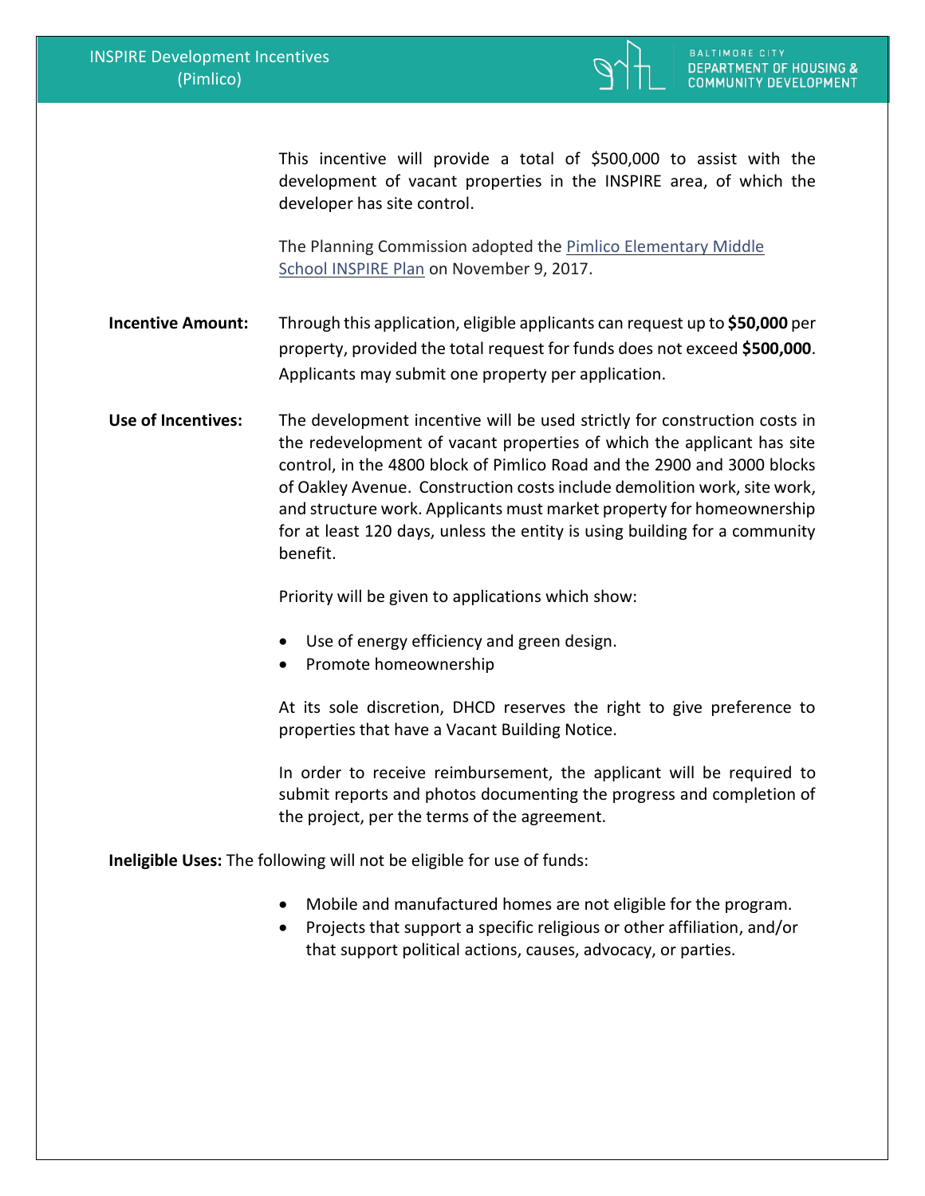This incentive will provide a total of $500,000 to assist with the development of vacant properties in the INSPIRE area, of which the developer has site control.

The Planning Commission adopted the Pimlico Elementary Middle School INSPIRE Plan on November 9, 2017.

**Incentive Amount:** Through this application, eligible applicants can request up to **$50,000** per property, provided the total request for funds does not exceed **$500,000**. Applicants may submit one property per application.

**Use of Incentives:** The development incentive will be used strictly for construction costs in the redevelopment of vacant properties of which the applicant has site control, in the 4800 block of Pimlico Road and the 2900 and 3000 blocks of Oakley Avenue. Construction costs include demolition work, site work, and structure work. Applicants must market property for homeownership for at least 120 days, unless the entity is using building for a community benefit.

Priority will be given to applications which show:

- Use of energy efficiency and green design.
- Promote homeownership

At its sole discretion, DHCD reserves the right to give preference to properties that have a Vacant Building Notice.

In order to receive reimbursement, the applicant will be required to submit reports and photos documenting the progress and completion of the project, per the terms of the agreement.

**Ineligible Uses:** The following will not be eligible for use of funds:

- Mobile and manufactured homes are not eligible for the program.
- Projects that support a specific religious or other affiliation, and/or that support political actions, causes, advocacy, or parties.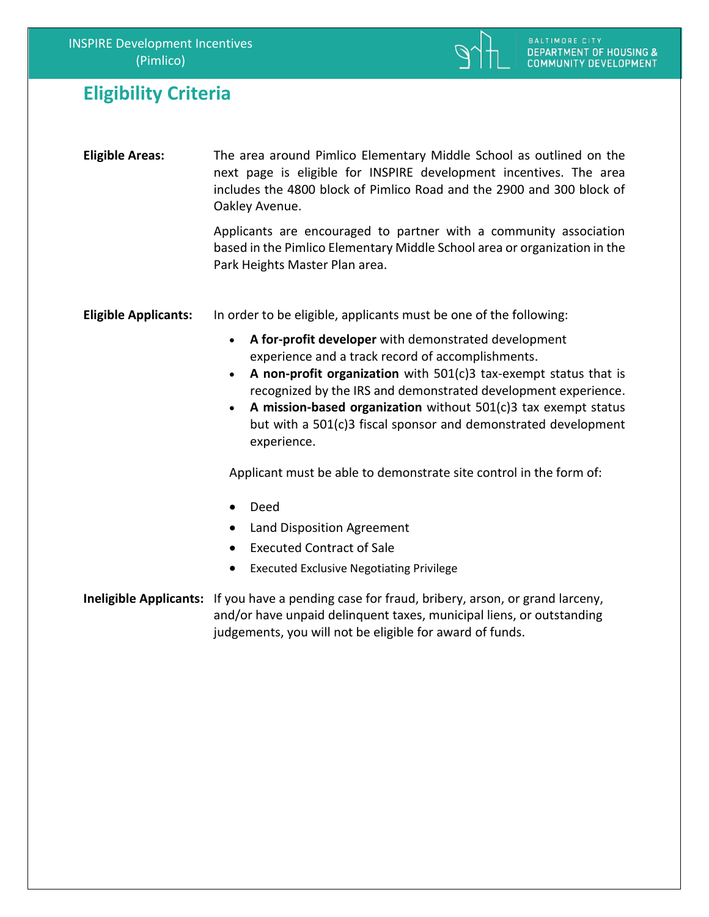## Eligibility Criteria

**Eligible Areas:** The area around Pimlico Elementary Middle School as outlined on the next page is eligible for INSPIRE development incentives. The area includes the 4800 block of Pimlico Road and the 2900 and 300 block of Oakley Avenue.

Applicants are encouraged to partner with a community association based in the Pimlico Elementary Middle School area or organization in the Park Heights Master Plan area.

**Eligible Applicants:** In order to be eligible, applicants must be one of the following:

- **A for-profit developer** with demonstrated development experience and a track record of accomplishments.
- **A non-profit organization** with 501(c)3 tax-exempt status that is recognized by the IRS and demonstrated development experience.
- **A mission-based organization** without 501(c)3 tax exempt status but with a 501(c)3 fiscal sponsor and demonstrated development experience.

Applicant must be able to demonstrate site control in the form of:

- Deed
- Land Disposition Agreement
- Executed Contract of Sale
- Executed Exclusive Negotiating Privilege

**Ineligible Applicants:** If you have a pending case for fraud, bribery, arson, or grand larceny, and/or have unpaid delinquent taxes, municipal liens, or outstanding judgements, you will not be eligible for award of funds.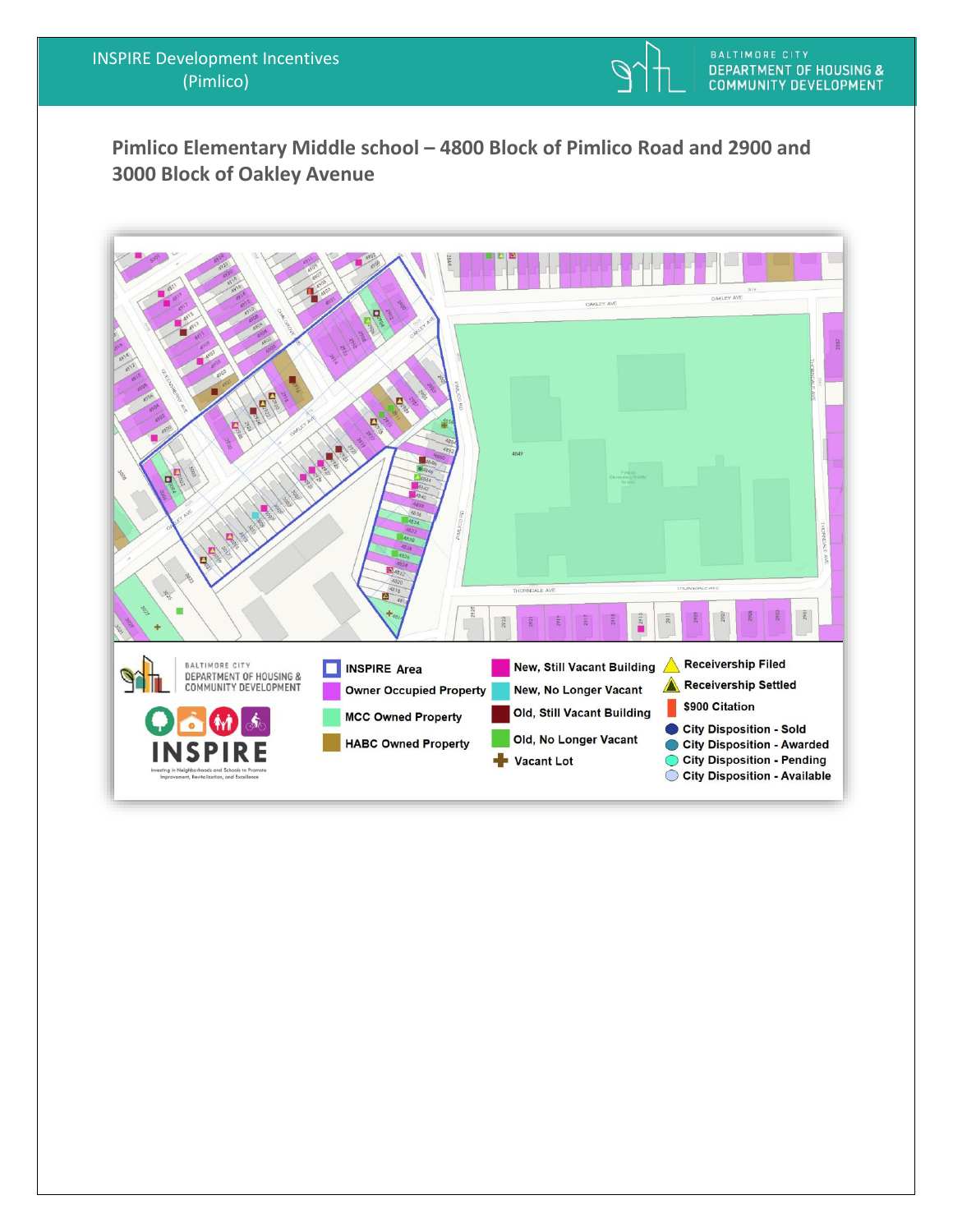## Pimlico Elementary Middle school – 4800 Block of Pimlico Road and 2900 and 3000 Block of Oakley Avenue

**Legend:**

- INSPIRE Area
- Owner Occupied Property
- MCC Owned Property
- HABC Owned Property
- New, Still Vacant Building
- New, No Longer Vacant
- Old, Still Vacant Building
- Old, No Longer Vacant
- Vacant Lot
- Receivership Filed
- Receivership Settled
- $900 Citation
- City Disposition - Sold
- City Disposition - Awarded
- City Disposition - Pending
- City Disposition - Available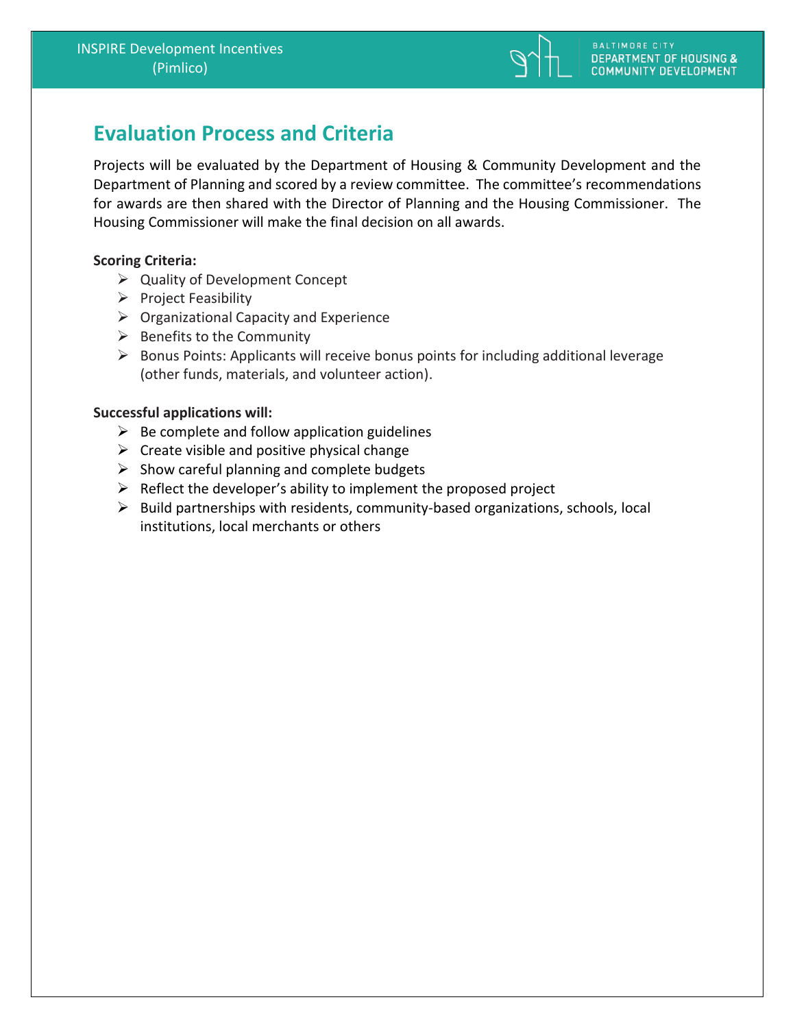## Evaluation Process and Criteria

Projects will be evaluated by the Department of Housing & Community Development and the Department of Planning and scored by a review committee. The committee's recommendations for awards are then shared with the Director of Planning and the Housing Commissioner. The Housing Commissioner will make the final decision on all awards.

**Scoring Criteria:**

- Quality of Development Concept
- Project Feasibility
- Organizational Capacity and Experience
- Benefits to the Community
- Bonus Points: Applicants will receive bonus points for including additional leverage (other funds, materials, and volunteer action).

**Successful applications will:**

- Be complete and follow application guidelines
- Create visible and positive physical change
- Show careful planning and complete budgets
- Reflect the developer's ability to implement the proposed project
- Build partnerships with residents, community-based organizations, schools, local institutions, local merchants or others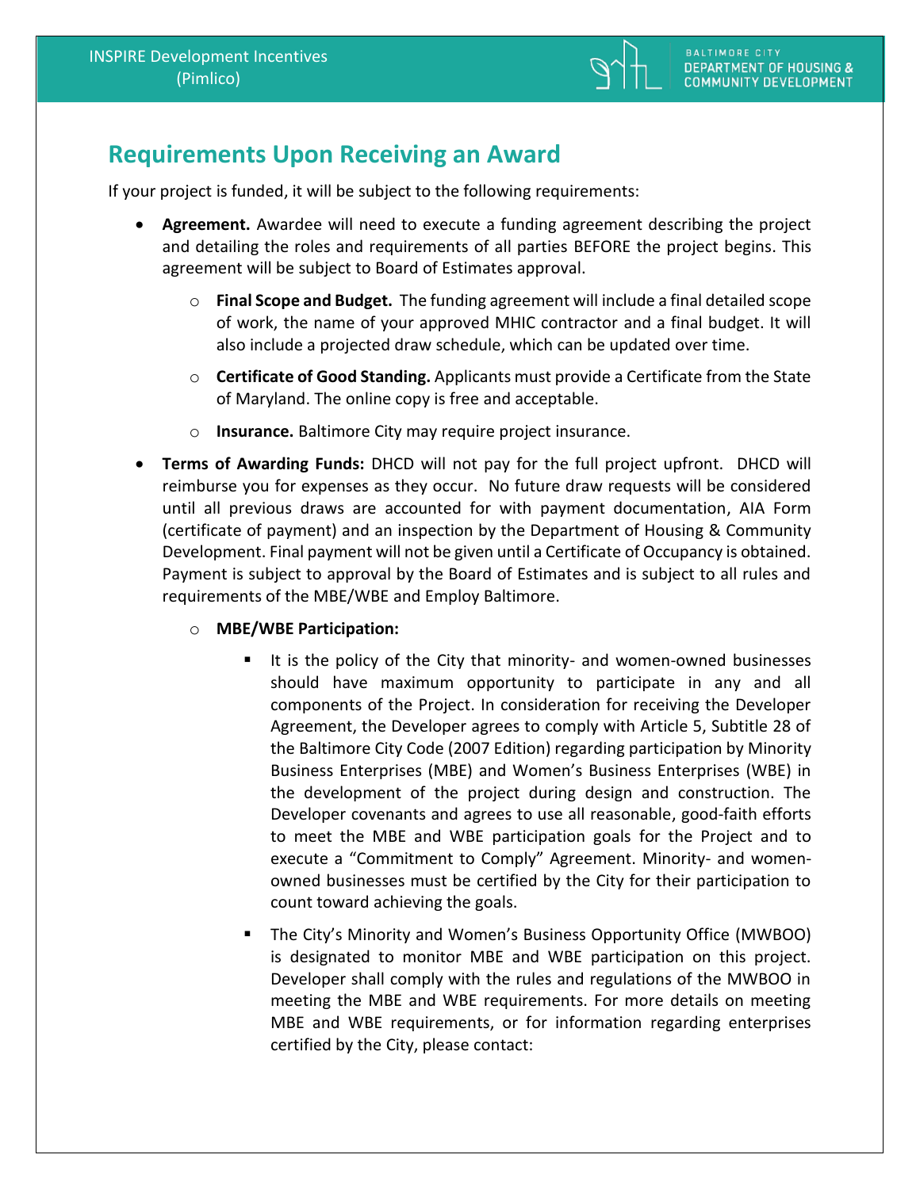## Requirements Upon Receiving an Award

If your project is funded, it will be subject to the following requirements:

- **Agreement.** Awardee will need to execute a funding agreement describing the project and detailing the roles and requirements of all parties BEFORE the project begins. This agreement will be subject to Board of Estimates approval.
  - **Final Scope and Budget.** The funding agreement will include a final detailed scope of work, the name of your approved MHIC contractor and a final budget. It will also include a projected draw schedule, which can be updated over time.
  - **Certificate of Good Standing.** Applicants must provide a Certificate from the State of Maryland. The online copy is free and acceptable.
  - **Insurance.** Baltimore City may require project insurance.
- **Terms of Awarding Funds:** DHCD will not pay for the full project upfront. DHCD will reimburse you for expenses as they occur. No future draw requests will be considered until all previous draws are accounted for with payment documentation, AIA Form (certificate of payment) and an inspection by the Department of Housing & Community Development. Final payment will not be given until a Certificate of Occupancy is obtained. Payment is subject to approval by the Board of Estimates and is subject to all rules and requirements of the MBE/WBE and Employ Baltimore.
  - **MBE/WBE Participation:**
    - It is the policy of the City that minority- and women-owned businesses should have maximum opportunity to participate in any and all components of the Project. In consideration for receiving the Developer Agreement, the Developer agrees to comply with Article 5, Subtitle 28 of the Baltimore City Code (2007 Edition) regarding participation by Minority Business Enterprises (MBE) and Women's Business Enterprises (WBE) in the development of the project during design and construction. The Developer covenants and agrees to use all reasonable, good-faith efforts to meet the MBE and WBE participation goals for the Project and to execute a "Commitment to Comply" Agreement. Minority- and women-owned businesses must be certified by the City for their participation to count toward achieving the goals.
    - The City's Minority and Women's Business Opportunity Office (MWBOO) is designated to monitor MBE and WBE participation on this project. Developer shall comply with the rules and regulations of the MWBOO in meeting the MBE and WBE requirements. For more details on meeting MBE and WBE requirements, or for information regarding enterprises certified by the City, please contact: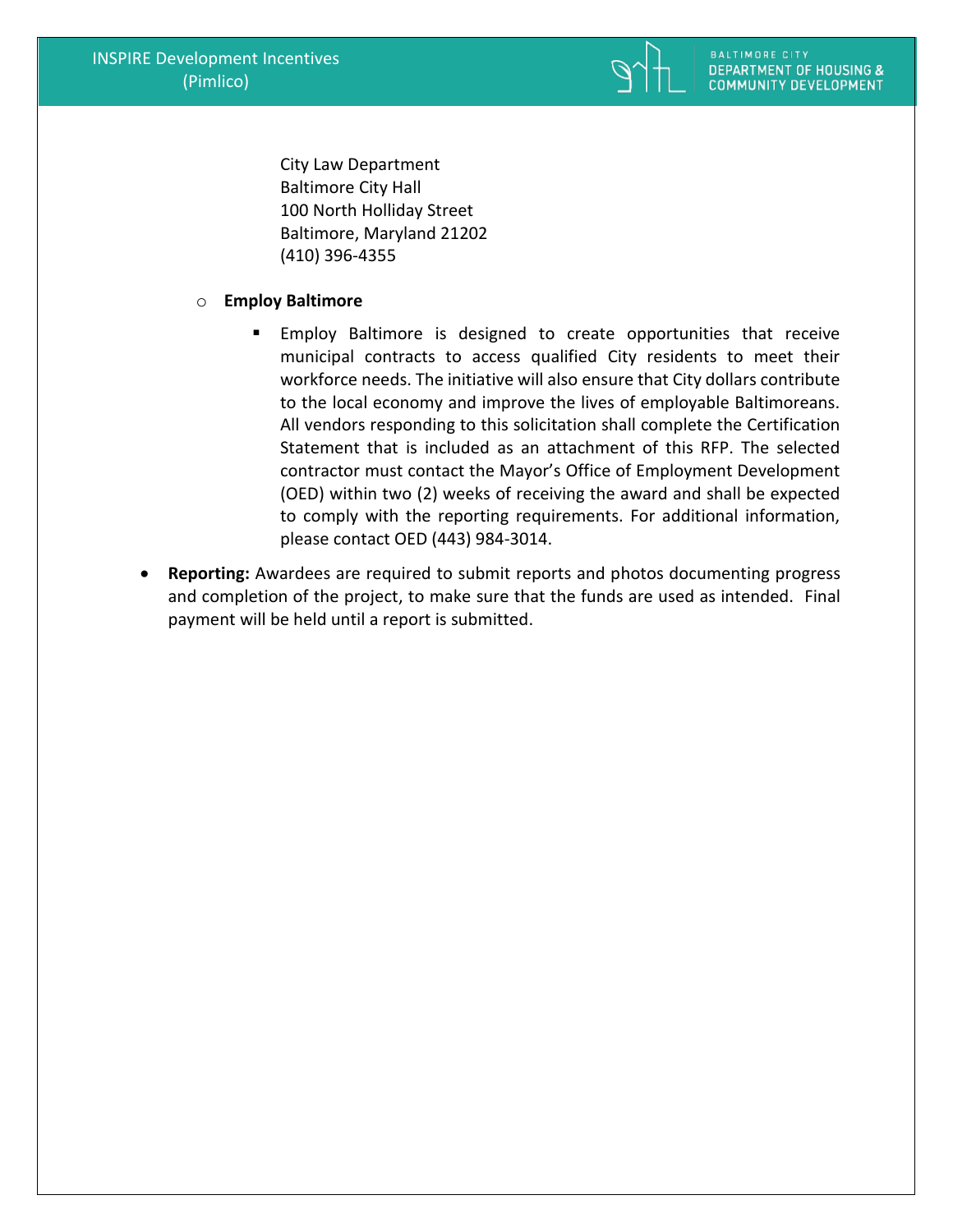City Law Department
Baltimore City Hall
100 North Holliday Street
Baltimore, Maryland 21202
(410) 396-4355

- **Employ Baltimore**
  - Employ Baltimore is designed to create opportunities that receive municipal contracts to access qualified City residents to meet their workforce needs. The initiative will also ensure that City dollars contribute to the local economy and improve the lives of employable Baltimoreans. All vendors responding to this solicitation shall complete the Certification Statement that is included as an attachment of this RFP. The selected contractor must contact the Mayor's Office of Employment Development (OED) within two (2) weeks of receiving the award and shall be expected to comply with the reporting requirements. For additional information, please contact OED (443) 984-3014.

- **Reporting:** Awardees are required to submit reports and photos documenting progress and completion of the project, to make sure that the funds are used as intended. Final payment will be held until a report is submitted.